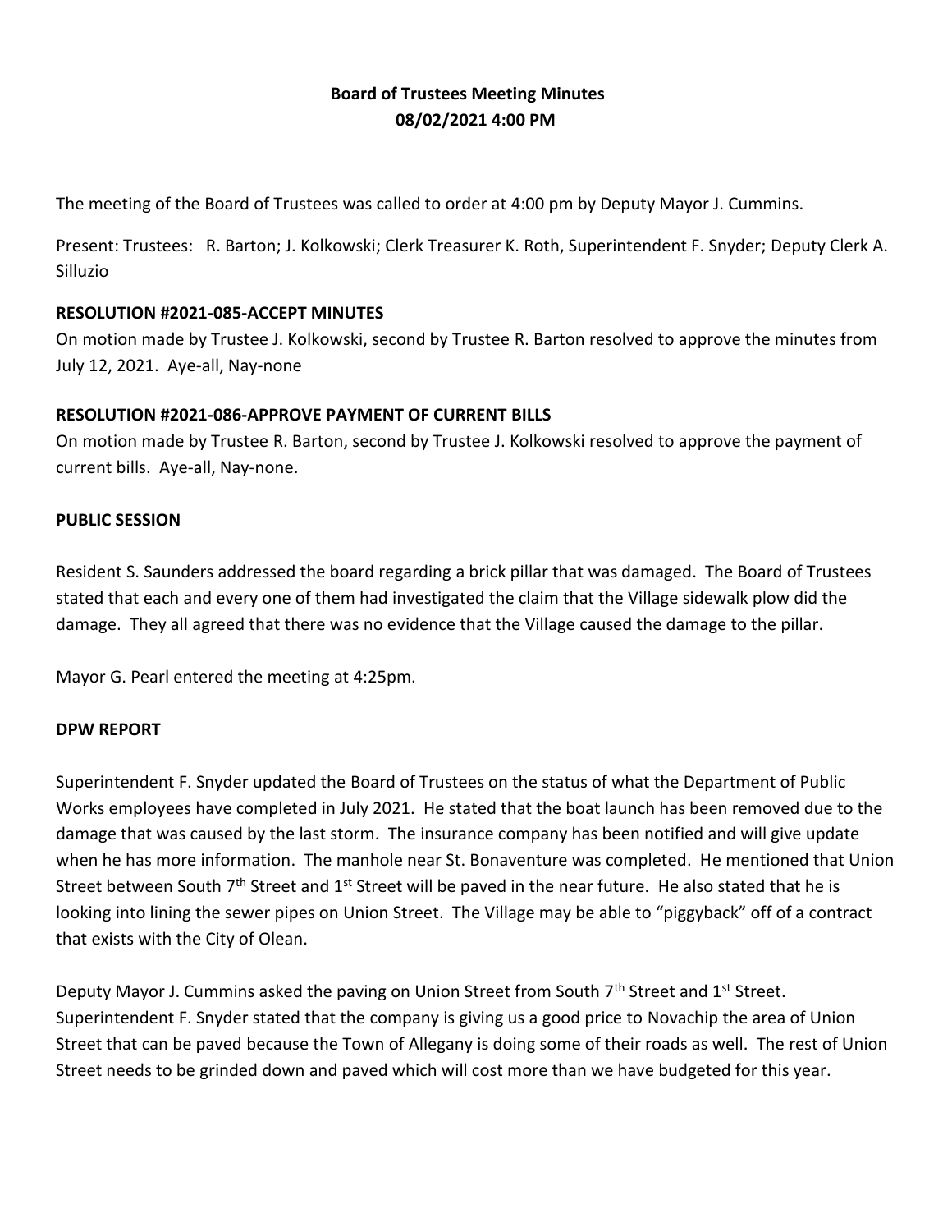**Board of Trustees Meeting Minutes**
**08/02/2021 4:00 PM**

The meeting of the Board of Trustees was called to order at 4:00 pm by Deputy Mayor J. Cummins.

Present: Trustees: R. Barton; J. Kolkowski; Clerk Treasurer K. Roth, Superintendent F. Snyder; Deputy Clerk A. Silluzio

**RESOLUTION #2021-085-ACCEPT MINUTES**

On motion made by Trustee J. Kolkowski, second by Trustee R. Barton resolved to approve the minutes from July 12, 2021. Aye-all, Nay-none

**RESOLUTION #2021-086-APPROVE PAYMENT OF CURRENT BILLS**

On motion made by Trustee R. Barton, second by Trustee J. Kolkowski resolved to approve the payment of current bills. Aye-all, Nay-none.

**PUBLIC SESSION**

Resident S. Saunders addressed the board regarding a brick pillar that was damaged. The Board of Trustees stated that each and every one of them had investigated the claim that the Village sidewalk plow did the damage. They all agreed that there was no evidence that the Village caused the damage to the pillar.

Mayor G. Pearl entered the meeting at 4:25pm.

**DPW REPORT**

Superintendent F. Snyder updated the Board of Trustees on the status of what the Department of Public Works employees have completed in July 2021. He stated that the boat launch has been removed due to the damage that was caused by the last storm. The insurance company has been notified and will give update when he has more information. The manhole near St. Bonaventure was completed. He mentioned that Union Street between South 7th Street and 1st Street will be paved in the near future. He also stated that he is looking into lining the sewer pipes on Union Street. The Village may be able to "piggyback" off of a contract that exists with the City of Olean.

Deputy Mayor J. Cummins asked the paving on Union Street from South 7th Street and 1st Street. Superintendent F. Snyder stated that the company is giving us a good price to Novachip the area of Union Street that can be paved because the Town of Allegany is doing some of their roads as well. The rest of Union Street needs to be grinded down and paved which will cost more than we have budgeted for this year.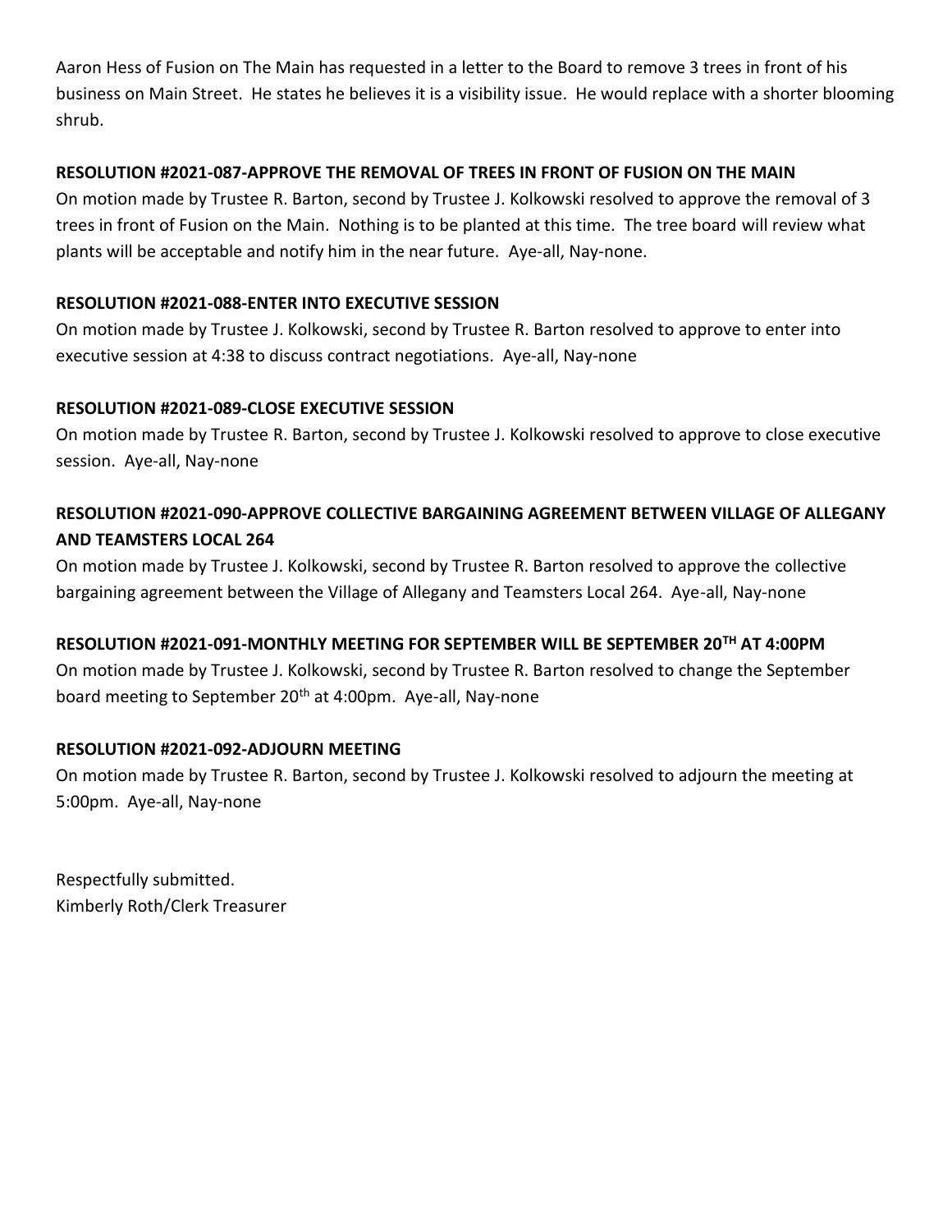Aaron Hess of Fusion on The Main has requested in a letter to the Board to remove 3 trees in front of his business on Main Street. He states he believes it is a visibility issue. He would replace with a shorter blooming shrub.

**RESOLUTION #2021-087-APPROVE THE REMOVAL OF TREES IN FRONT OF FUSION ON THE MAIN**

On motion made by Trustee R. Barton, second by Trustee J. Kolkowski resolved to approve the removal of 3 trees in front of Fusion on the Main. Nothing is to be planted at this time. The tree board will review what plants will be acceptable and notify him in the near future. Aye-all, Nay-none.

**RESOLUTION #2021-088-ENTER INTO EXECUTIVE SESSION**

On motion made by Trustee J. Kolkowski, second by Trustee R. Barton resolved to approve to enter into executive session at 4:38 to discuss contract negotiations. Aye-all, Nay-none

**RESOLUTION #2021-089-CLOSE EXECUTIVE SESSION**

On motion made by Trustee R. Barton, second by Trustee J. Kolkowski resolved to approve to close executive session. Aye-all, Nay-none

**RESOLUTION #2021-090-APPROVE COLLECTIVE BARGAINING AGREEMENT BETWEEN VILLAGE OF ALLEGANY AND TEAMSTERS LOCAL 264**

On motion made by Trustee J. Kolkowski, second by Trustee R. Barton resolved to approve the collective bargaining agreement between the Village of Allegany and Teamsters Local 264. Aye-all, Nay-none

**RESOLUTION #2021-091-MONTHLY MEETING FOR SEPTEMBER WILL BE SEPTEMBER 20TH AT 4:00PM**

On motion made by Trustee J. Kolkowski, second by Trustee R. Barton resolved to change the September board meeting to September 20th at 4:00pm. Aye-all, Nay-none

**RESOLUTION #2021-092-ADJOURN MEETING**

On motion made by Trustee R. Barton, second by Trustee J. Kolkowski resolved to adjourn the meeting at 5:00pm. Aye-all, Nay-none

Respectfully submitted.
Kimberly Roth/Clerk Treasurer